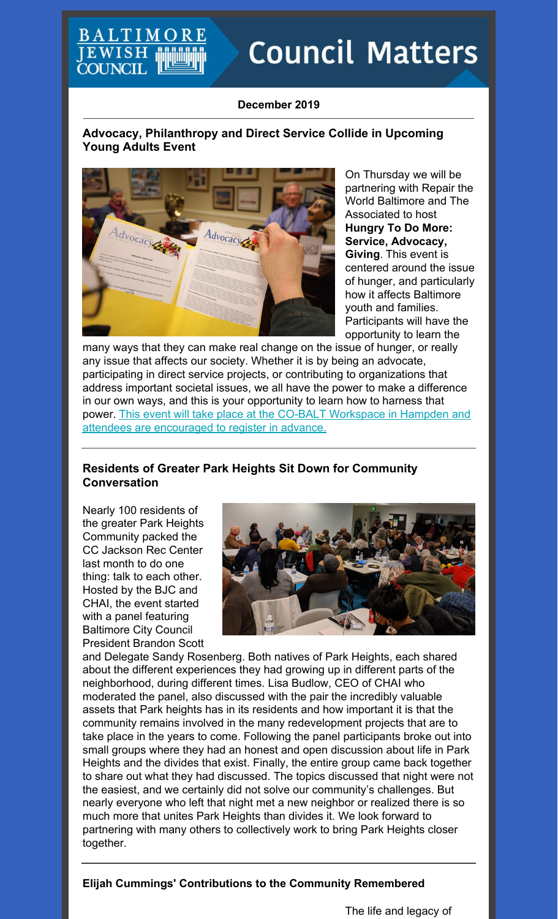# Council Matters

**December 2019**

### Advocacy, Philanthropy and Direct Service Collide in Upcoming Young Adults Event

On Thursday we will be partnering with Repair the World Baltimore and The Associated to host **Hungry To Do More: Service, Advocacy, Giving**. This event is centered around the issue of hunger, and particularly how it affects Baltimore youth and families. Participants will have the opportunity to learn the many ways that they can make real change on the issue of hunger, or really any issue that affects our society. Whether it is by being an advocate, participating in direct service projects, or contributing to organizations that address important societal issues, we all have the power to make a difference in our own ways, and this is your opportunity to learn how to harness that power. This event will take place at the CO-BALT Workspace in Hampden and attendees are encouraged to register in advance.

### Residents of Greater Park Heights Sit Down for Community Conversation

Nearly 100 residents of the greater Park Heights Community packed the CC Jackson Rec Center last month to do one thing: talk to each other. Hosted by the BJC and CHAI, the event started with a panel featuring Baltimore City Council President Brandon Scott and Delegate Sandy Rosenberg. Both natives of Park Heights, each shared about the different experiences they had growing up in different parts of the neighborhood, during different times. Lisa Budlow, CEO of CHAI who moderated the panel, also discussed with the pair the incredibly valuable assets that Park heights has in its residents and how important it is that the community remains involved in the many redevelopment projects that are to take place in the years to come. Following the panel participants broke out into small groups where they had an honest and open discussion about life in Park Heights and the divides that exist. Finally, the entire group came back together to share out what they had discussed. The topics discussed that night were not the easiest, and we certainly did not solve our community's challenges. But nearly everyone who left that night met a new neighbor or realized there is so much more that unites Park Heights than divides it. We look forward to partnering with many others to collectively work to bring Park Heights closer together.

### Elijah Cummings' Contributions to the Community Remembered

The life and legacy of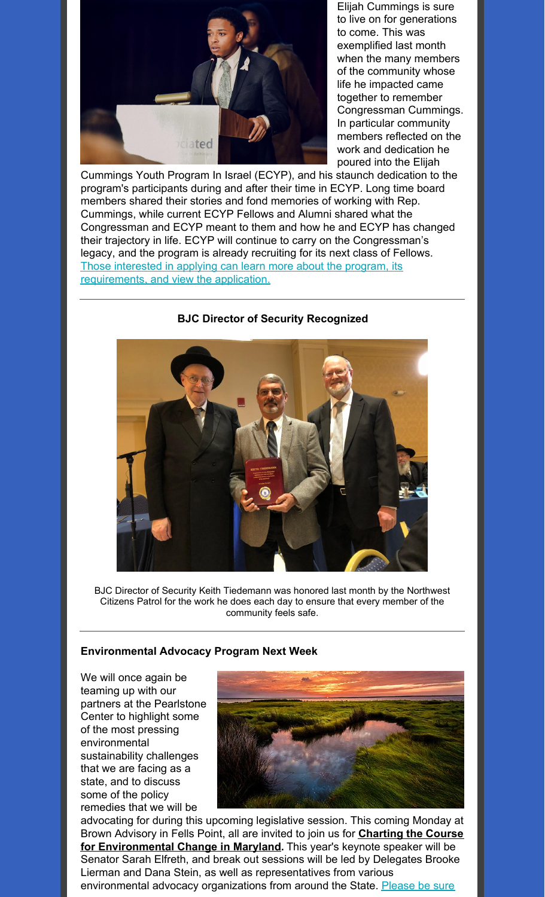Elijah Cummings is sure to live on for generations to come. This was exemplified last month when the many members of the community whose life he impacted came together to remember Congressman Cummings. In particular community members reflected on the work and dedication he poured into the Elijah Cummings Youth Program In Israel (ECYP), and his staunch dedication to the program's participants during and after their time in ECYP. Long time board members shared their stories and fond memories of working with Rep. Cummings, while current ECYP Fellows and Alumni shared what the Congressman and ECYP meant to them and how he and ECYP has changed their trajectory in life. ECYP will continue to carry on the Congressman's legacy, and the program is already recruiting for its next class of Fellows. [Those interested in applying can learn more about the program, its requirements, and view the application.]

---

**BJC Director of Security Recognized**

BJC Director of Security Keith Tiedemann was honored last month by the Northwest Citizens Patrol for the work he does each day to ensure that every member of the community feels safe.

---

**Environmental Advocacy Program Next Week**

We will once again be teaming up with our partners at the Pearlstone Center to highlight some of the most pressing environmental sustainability challenges that we are facing as a state, and to discuss some of the policy remedies that we will be advocating for during this upcoming legislative session. This coming Monday at Brown Advisory in Fells Point, all are invited to join us for **Charting the Course for Environmental Change in Maryland.** This year's keynote speaker will be Senator Sarah Elfreth, and break out sessions will be led by Delegates Brooke Lierman and Dana Stein, as well as representatives from various environmental advocacy organizations from around the State. Please be sure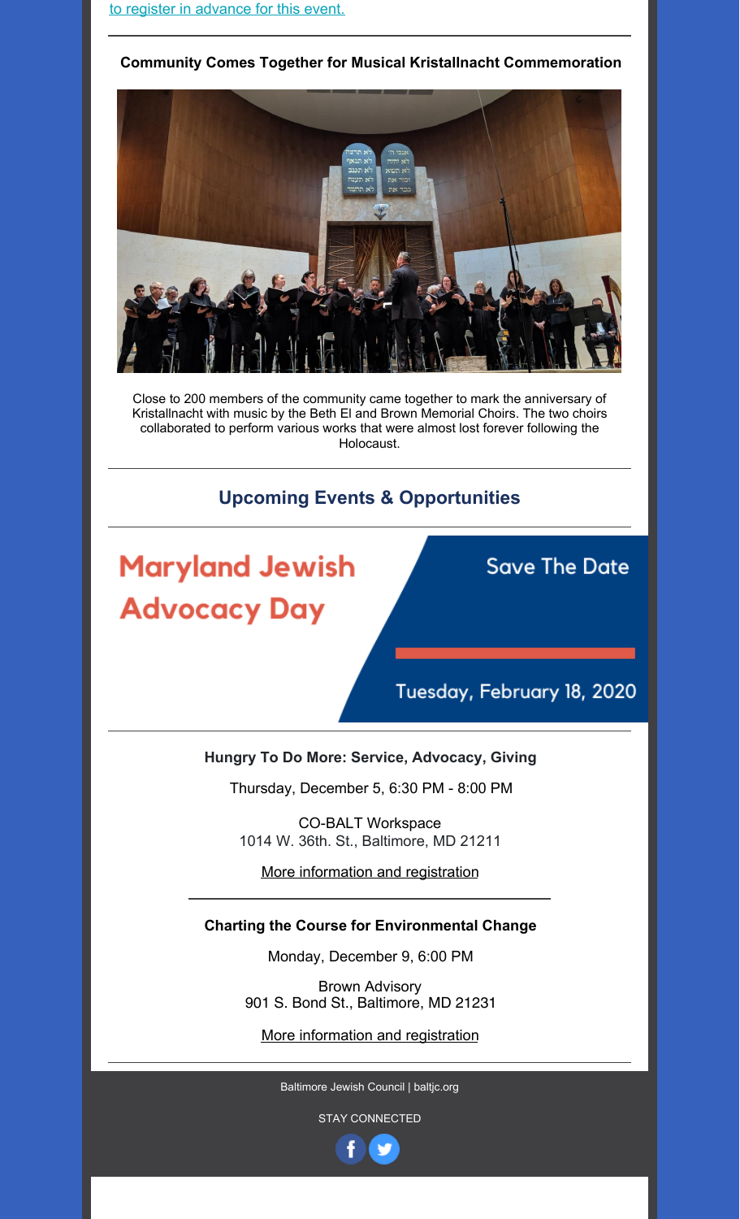to register in advance for this event.

**Community Comes Together for Musical Kristallnacht Commemoration**

Close to 200 members of the community came together to mark the anniversary of Kristallnacht with music by the Beth El and Brown Memorial Choirs. The two choirs collaborated to perform various works that were almost lost forever following the Holocaust.

## Upcoming Events & Opportunities

**Maryland Jewish Advocacy Day**

Save The Date

Tuesday, February 18, 2020

**Hungry To Do More: Service, Advocacy, Giving**

Thursday, December 5, 6:30 PM - 8:00 PM

CO-BALT Workspace
1014 W. 36th. St., Baltimore, MD 21211

More information and registration

**Charting the Course for Environmental Change**

Monday, December 9, 6:00 PM

Brown Advisory
901 S. Bond St., Baltimore, MD 21231

More information and registration

Baltimore Jewish Council | baltjc.org

STAY CONNECTED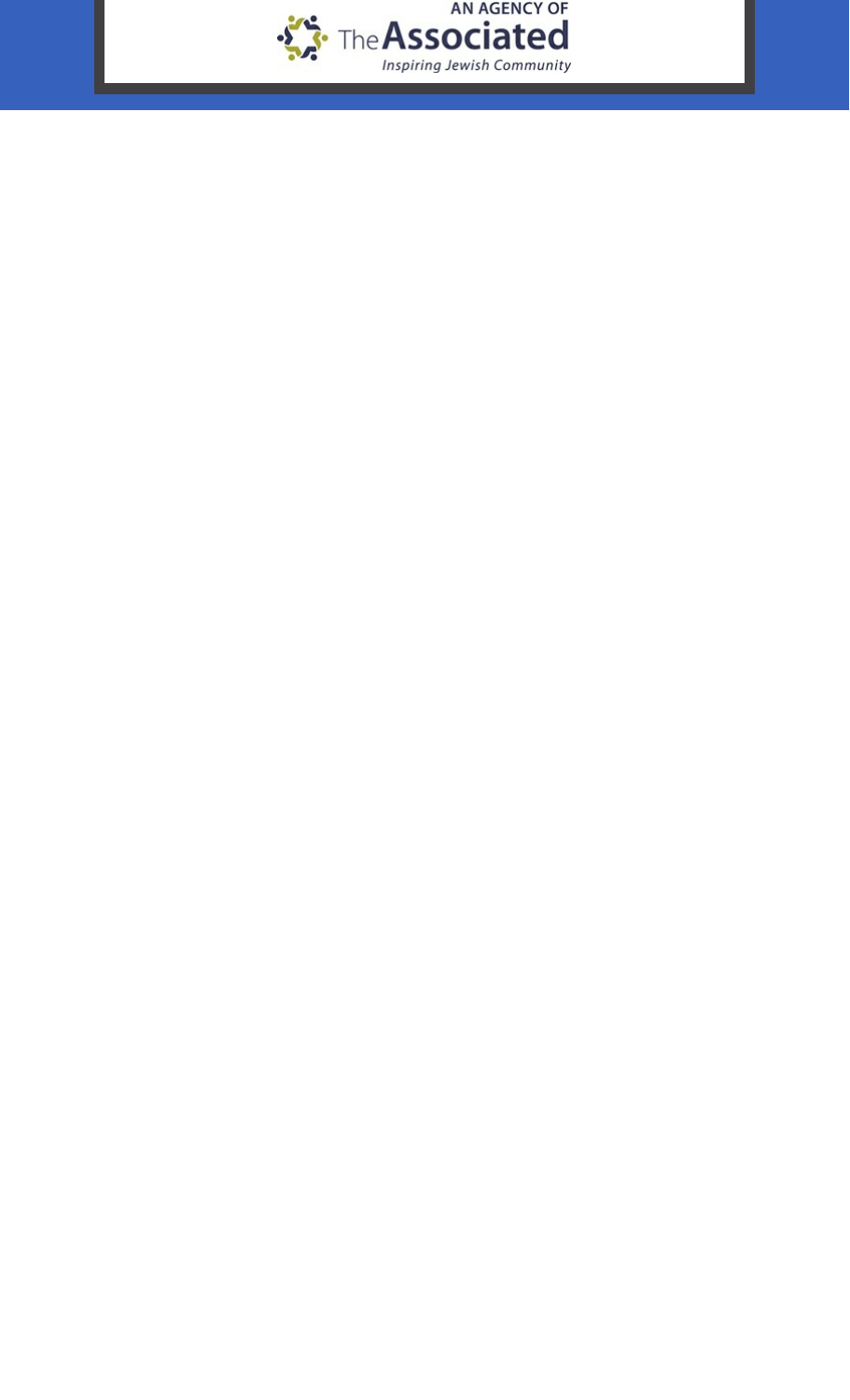AN AGENCY OF

The Associated

Inspiring Jewish Community